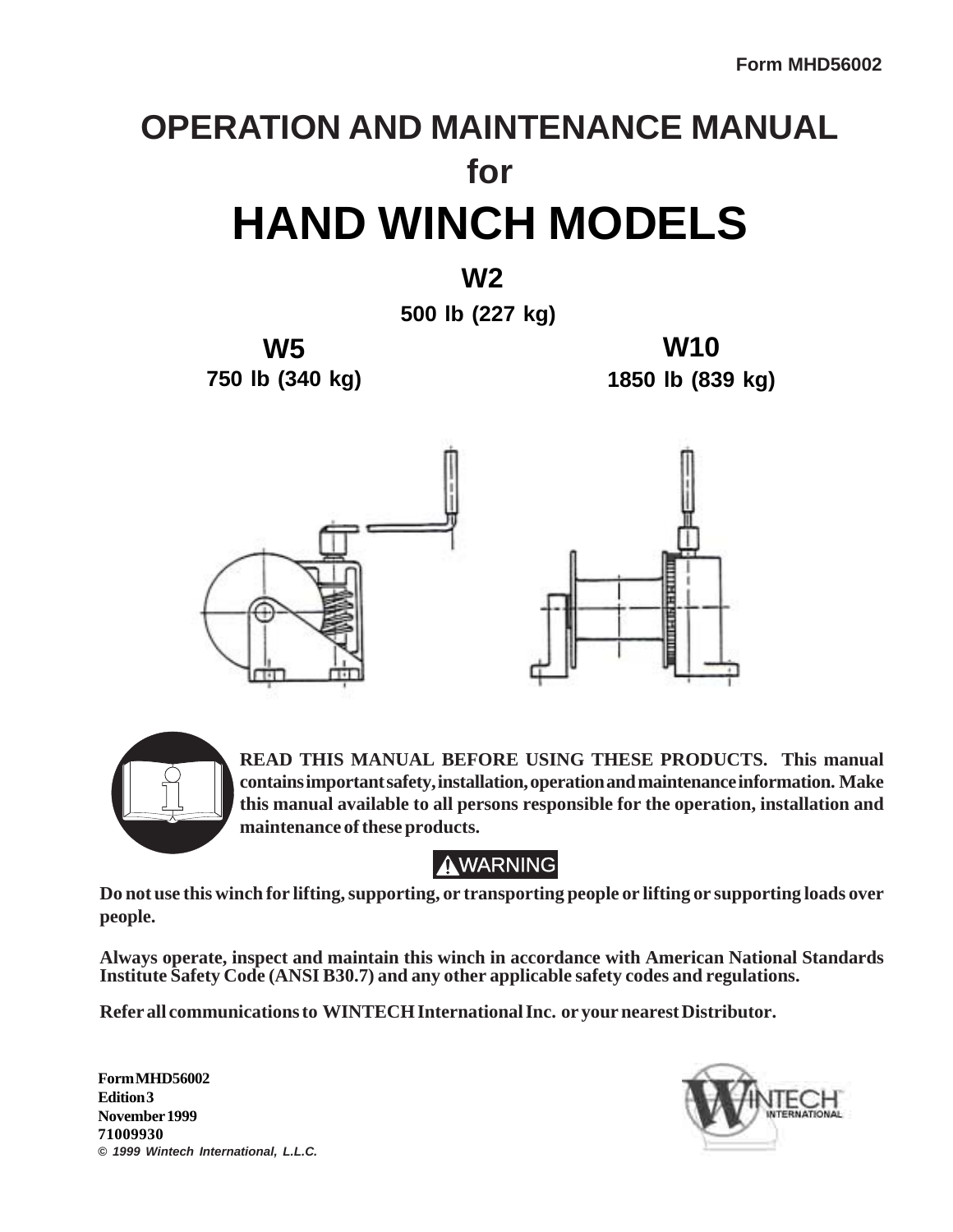Form MHD56002

# OPERATION AND MAINTENANCE MANUAL

## for

# HAND WINCH MODELS

**W2**

**500 lb (227 kg)**

**W5**

**750 lb (340 kg)**

**W10**

**1850 lb (839 kg)**

**READ THIS MANUAL BEFORE USING THESE PRODUCTS. This manual contains important safety, installation, operation and maintenance information. Make this manual available to all persons responsible for the operation, installation and maintenance of these products.**

**WARNING**

**Do not use this winch for lifting, supporting, or transporting people or lifting or supporting loads over people.**

**Always operate, inspect and maintain this winch in accordance with American National Standards Institute Safety Code (ANSI B30.7) and any other applicable safety codes and regulations.**

**Refer all communications to WINTECH International Inc. or your nearest Distributor.**

**Form MHD56002**
**Edition 3**
**November 1999**
**71009930**
*© 1999 Wintech International, L.L.C.*

WINTECH INTERNATIONAL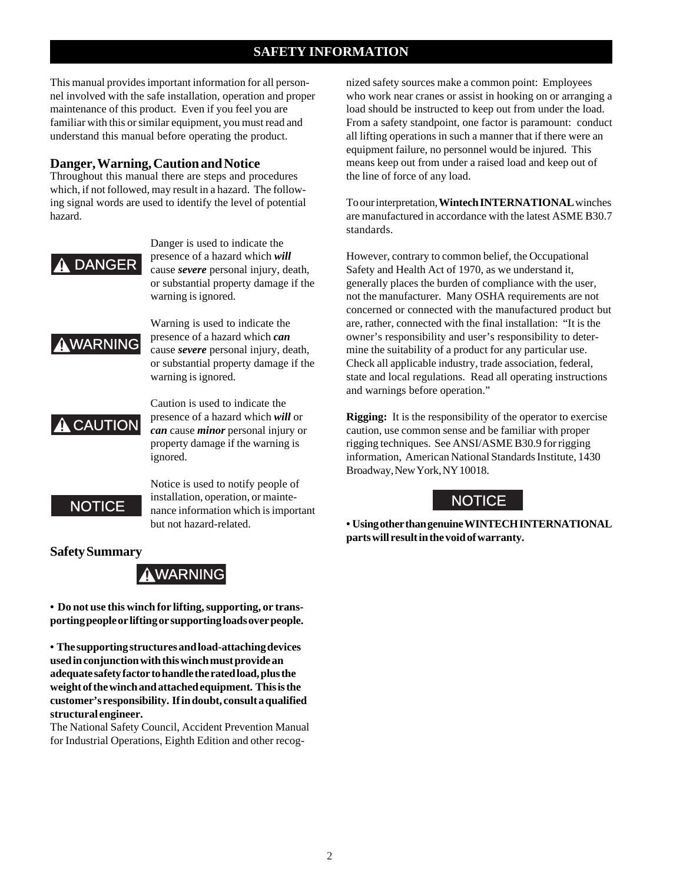# SAFETY INFORMATION

This manual provides important information for all personnel involved with the safe installation, operation and proper maintenance of this product. Even if you feel you are familiar with this or similar equipment, you must read and understand this manual before operating the product.

## Danger, Warning, Caution and Notice

Throughout this manual there are steps and procedures which, if not followed, may result in a hazard. The following signal words are used to identify the level of potential hazard.

**⚠ DANGER** — Danger is used to indicate the presence of a hazard which ***will*** cause ***severe*** personal injury, death, or substantial property damage if the warning is ignored.

**⚠ WARNING** — Warning is used to indicate the presence of a hazard which ***can*** cause ***severe*** personal injury, death, or substantial property damage if the warning is ignored.

**⚠ CAUTION** — Caution is used to indicate the presence of a hazard which ***will*** or ***can*** cause ***minor*** personal injury or property damage if the warning is ignored.

**NOTICE** — Notice is used to notify people of installation, operation, or maintenance information which is important but not hazard-related.

## Safety Summary

**⚠ WARNING**

**• Do not use this winch for lifting, supporting, or transporting people or lifting or supporting loads over people.**

**• The supporting structures and load-attaching devices used in conjunction with this winch must provide an adequate safety factor to handle the rated load, plus the weight of the winch and attached equipment. This is the customer's responsibility. If in doubt, consult a qualified structural engineer.**

The National Safety Council, Accident Prevention Manual for Industrial Operations, Eighth Edition and other recognized safety sources make a common point: Employees who work near cranes or assist in hooking on or arranging a load should be instructed to keep out from under the load. From a safety standpoint, one factor is paramount: conduct all lifting operations in such a manner that if there were an equipment failure, no personnel would be injured. This means keep out from under a raised load and keep out of the line of force of any load.

To our interpretation, **Wintech INTERNATIONAL** winches are manufactured in accordance with the latest ASME B30.7 standards.

However, contrary to common belief, the Occupational Safety and Health Act of 1970, as we understand it, generally places the burden of compliance with the user, not the manufacturer. Many OSHA requirements are not concerned or connected with the manufactured product but are, rather, connected with the final installation: "It is the owner's responsibility and user's responsibility to determine the suitability of a product for any particular use. Check all applicable industry, trade association, federal, state and local regulations. Read all operating instructions and warnings before operation."

**Rigging:** It is the responsibility of the operator to exercise caution, use common sense and be familiar with proper rigging techniques. See ANSI/ASME B30.9 for rigging information, American National Standards Institute, 1430 Broadway, New York, NY 10018.

**NOTICE**

**• Using other than genuine WINTECH INTERNATIONAL parts will result in the void of warranty.**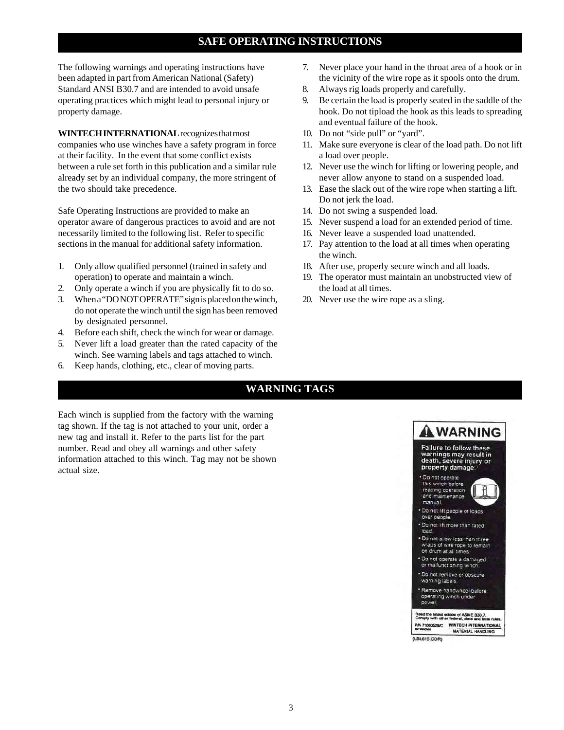## SAFE OPERATING INSTRUCTIONS

The following warnings and operating instructions have been adapted in part from American National (Safety) Standard ANSI B30.7 and are intended to avoid unsafe operating practices which might lead to personal injury or property damage.

**WINTECH INTERNATIONAL** recognizes that most companies who use winches have a safety program in force at their facility. In the event that some conflict exists between a rule set forth in this publication and a similar rule already set by an individual company, the more stringent of the two should take precedence.

Safe Operating Instructions are provided to make an operator aware of dangerous practices to avoid and are not necessarily limited to the following list. Refer to specific sections in the manual for additional safety information.

1. Only allow qualified personnel (trained in safety and operation) to operate and maintain a winch.
2. Only operate a winch if you are physically fit to do so.
3. When a "DO NOT OPERATE" sign is placed on the winch, do not operate the winch until the sign has been removed by designated personnel.
4. Before each shift, check the winch for wear or damage.
5. Never lift a load greater than the rated capacity of the winch. See warning labels and tags attached to winch.
6. Keep hands, clothing, etc., clear of moving parts.
7. Never place your hand in the throat area of a hook or in the vicinity of the wire rope as it spools onto the drum.
8. Always rig loads properly and carefully.
9. Be certain the load is properly seated in the saddle of the hook. Do not tipload the hook as this leads to spreading and eventual failure of the hook.
10. Do not "side pull" or "yard".
11. Make sure everyone is clear of the load path. Do not lift a load over people.
12. Never use the winch for lifting or lowering people, and never allow anyone to stand on a suspended load.
13. Ease the slack out of the wire rope when starting a lift. Do not jerk the load.
14. Do not swing a suspended load.
15. Never suspend a load for an extended period of time.
16. Never leave a suspended load unattended.
17. Pay attention to the load at all times when operating the winch.
18. After use, properly secure winch and all loads.
19. The operator must maintain an unobstructed view of the load at all times.
20. Never use the wire rope as a sling.

## WARNING TAGS

Each winch is supplied from the factory with the warning tag shown. If the tag is not attached to your unit, order a new tag and install it. Refer to the parts list for the part number. Read and obey all warnings and other safety information attached to this winch. Tag may not be shown actual size.

**⚠ WARNING**

**Failure to follow these warnings may result in death, severe injury or property damage:**

- Do not operate this winch before reading operation and maintenance manual.
- Do not lift people or loads over people.
- Do not lift more than rated load.
- Do not allow less than three wraps of wire rope to remain on drum at all times.
- Do not operate a damaged or malfunctioning winch.
- Do not remove or obscure warning labels.
- Remove handwheel before operating winch under power.

Read the latest edition of ASME B30.7. Comply with other federal, state and local rules.

P/N 71060529C for winches — WINTECH INTERNATIONAL MATERIAL HANDLING

(LBL615.CDR)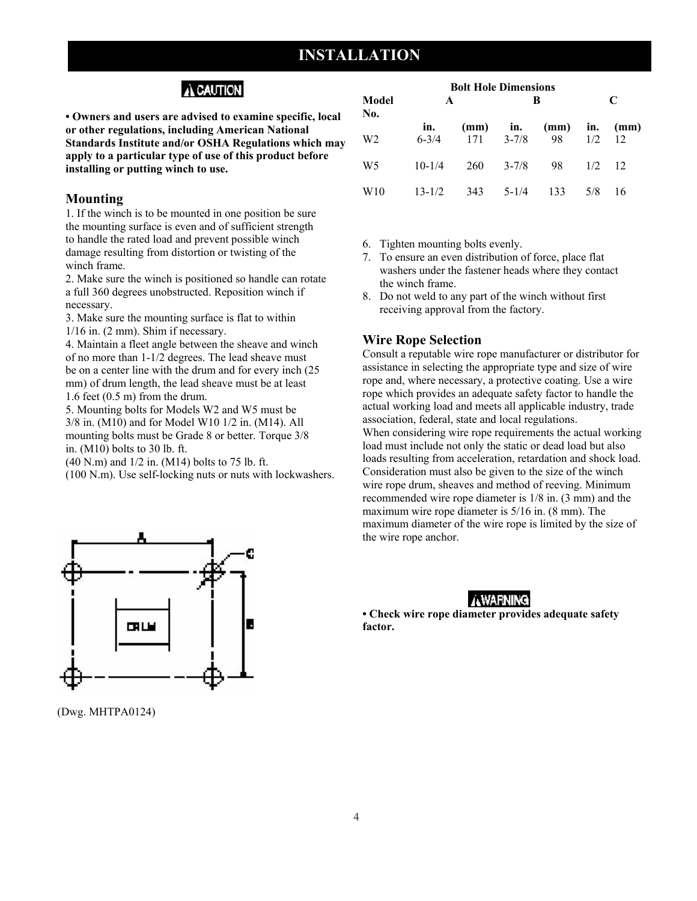# INSTALLATION

**⚠CAUTION**

**• Owners and users are advised to examine specific, local or other regulations, including American National Standards Institute and/or OSHA Regulations which may apply to a particular type of use of this product before installing or putting winch to use.**

## Mounting

1. If the winch is to be mounted in one position be sure the mounting surface is even and of sufficient strength to handle the rated load and prevent possible winch damage resulting from distortion or twisting of the winch frame.
2. Make sure the winch is positioned so handle can rotate a full 360 degrees unobstructed. Reposition winch if necessary.
3. Make sure the mounting surface is flat to within 1/16 in. (2 mm). Shim if necessary.
4. Maintain a fleet angle between the sheave and winch of no more than 1-1/2 degrees. The lead sheave must be on a center line with the drum and for every inch (25 mm) of drum length, the lead sheave must be at least 1.6 feet (0.5 m) from the drum.
5. Mounting bolts for Models W2 and W5 must be 3/8 in. (M10) and for Model W10 1/2 in. (M14). All mounting bolts must be Grade 8 or better. Torque 3/8 in. (M10) bolts to 30 lb. ft. (40 N.m) and 1/2 in. (M14) bolts to 75 lb. ft. (100 N.m). Use self-locking nuts or nuts with lockwashers.

(Dwg. MHTPA0124)

**Bolt Hole Dimensions**

| Model No. | A | | B | | C | |
|---|---|---|---|---|---|---|
| | in. | (mm) | in. | (mm) | in. | (mm) |
| W2 | 6-3/4 | 171 | 3-7/8 | 98 | 1/2 | 12 |
| W5 | 10-1/4 | 260 | 3-7/8 | 98 | 1/2 | 12 |
| W10 | 13-1/2 | 343 | 5-1/4 | 133 | 5/8 | 16 |

6. Tighten mounting bolts evenly.
7. To ensure an even distribution of force, place flat washers under the fastener heads where they contact the winch frame.
8. Do not weld to any part of the winch without first receiving approval from the factory.

## Wire Rope Selection

Consult a reputable wire rope manufacturer or distributor for assistance in selecting the appropriate type and size of wire rope and, where necessary, a protective coating. Use a wire rope which provides an adequate safety factor to handle the actual working load and meets all applicable industry, trade association, federal, state and local regulations.

When considering wire rope requirements the actual working load must include not only the static or dead load but also loads resulting from acceleration, retardation and shock load. Consideration must also be given to the size of the winch wire rope drum, sheaves and method of reeving. Minimum recommended wire rope diameter is 1/8 in. (3 mm) and the maximum wire rope diameter is 5/16 in. (8 mm). The maximum diameter of the wire rope is limited by the size of the wire rope anchor.

**⚠WARNING**

**• Check wire rope diameter provides adequate safety factor.**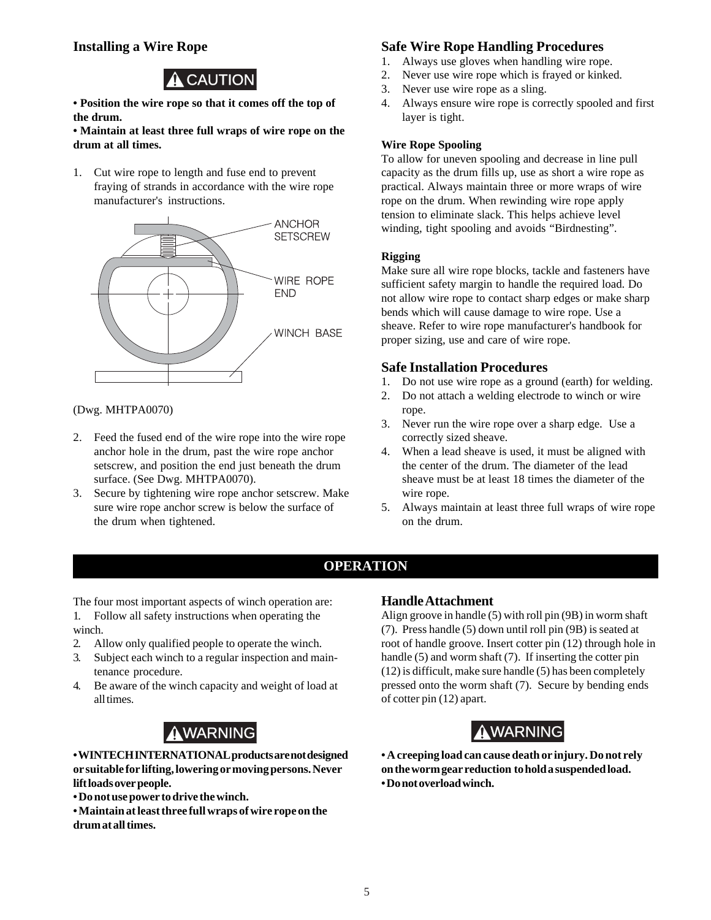## Installing a Wire Rope

**CAUTION**

**• Position the wire rope so that it comes off the top of the drum.**

**• Maintain at least three full wraps of wire rope on the drum at all times.**

1. Cut wire rope to length and fuse end to prevent fraying of strands in accordance with the wire rope manufacturer's instructions.

ANCHOR SETSCREW

WIRE ROPE END

WINCH BASE

(Dwg. MHTPA0070)

2. Feed the fused end of the wire rope into the wire rope anchor hole in the drum, past the wire rope anchor setscrew, and position the end just beneath the drum surface. (See Dwg. MHTPA0070).
3. Secure by tightening wire rope anchor setscrew. Make sure wire rope anchor screw is below the surface of the drum when tightened.

## Safe Wire Rope Handling Procedures

1. Always use gloves when handling wire rope.
2. Never use wire rope which is frayed or kinked.
3. Never use wire rope as a sling.
4. Always ensure wire rope is correctly spooled and first layer is tight.

#### Wire Rope Spooling

To allow for uneven spooling and decrease in line pull capacity as the drum fills up, use as short a wire rope as practical. Always maintain three or more wraps of wire rope on the drum. When rewinding wire rope apply tension to eliminate slack. This helps achieve level winding, tight spooling and avoids "Birdnesting".

#### Rigging

Make sure all wire rope blocks, tackle and fasteners have sufficient safety margin to handle the required load. Do not allow wire rope to contact sharp edges or make sharp bends which will cause damage to wire rope. Use a sheave. Refer to wire rope manufacturer's handbook for proper sizing, use and care of wire rope.

## Safe Installation Procedures

1. Do not use wire rope as a ground (earth) for welding.
2. Do not attach a welding electrode to winch or wire rope.
3. Never run the wire rope over a sharp edge. Use a correctly sized sheave.
4. When a lead sheave is used, it must be aligned with the center of the drum. The diameter of the lead sheave must be at least 18 times the diameter of the wire rope.
5. Always maintain at least three full wraps of wire rope on the drum.

# OPERATION

The four most important aspects of winch operation are:

1. Follow all safety instructions when operating the winch.
2. Allow only qualified people to operate the winch.
3. Subject each winch to a regular inspection and maintenance procedure.
4. Be aware of the winch capacity and weight of load at all times.

**WARNING**

**• WINTECH INTERNATIONAL products are not designed or suitable for lifting, lowering or moving persons. Never lift loads over people.**

**• Do not use power to drive the winch.**

**• Maintain at least three full wraps of wire rope on the drum at all times.**

## Handle Attachment

Align groove in handle (5) with roll pin (9B) in worm shaft (7). Press handle (5) down until roll pin (9B) is seated at root of handle groove. Insert cotter pin (12) through hole in handle (5) and worm shaft (7). If inserting the cotter pin (12) is difficult, make sure handle (5) has been completely pressed onto the worm shaft (7). Secure by bending ends of cotter pin (12) apart.

**WARNING**

**• A creeping load can cause death or injury. Do not rely on the worm gear reduction to hold a suspended load.**

**• Do not overload winch.**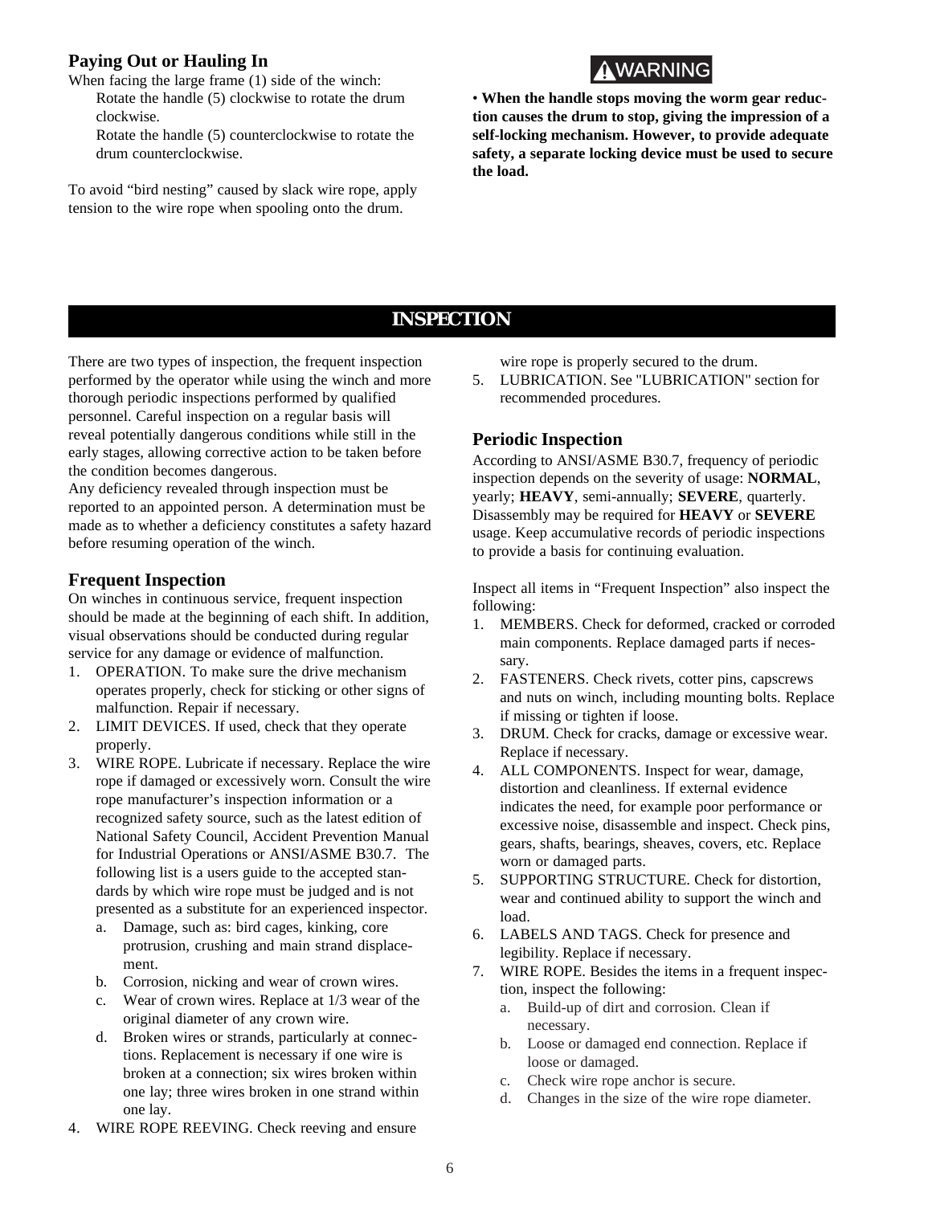### Paying Out or Hauling In

When facing the large frame (1) side of the winch:

Rotate the handle (5) clockwise to rotate the drum clockwise.

Rotate the handle (5) counterclockwise to rotate the drum counterclockwise.

To avoid "bird nesting" caused by slack wire rope, apply tension to the wire rope when spooling onto the drum.

**⚠WARNING**

- **When the handle stops moving the worm gear reduction causes the drum to stop, giving the impression of a self-locking mechanism. However, to provide adequate safety, a separate locking device must be used to secure the load.**

## INSPECTION

There are two types of inspection, the frequent inspection performed by the operator while using the winch and more thorough periodic inspections performed by qualified personnel. Careful inspection on a regular basis will reveal potentially dangerous conditions while still in the early stages, allowing corrective action to be taken before the condition becomes dangerous.

Any deficiency revealed through inspection must be reported to an appointed person. A determination must be made as to whether a deficiency constitutes a safety hazard before resuming operation of the winch.

### Frequent Inspection

On winches in continuous service, frequent inspection should be made at the beginning of each shift. In addition, visual observations should be conducted during regular service for any damage or evidence of malfunction.

1. OPERATION. To make sure the drive mechanism operates properly, check for sticking or other signs of malfunction. Repair if necessary.
2. LIMIT DEVICES. If used, check that they operate properly.
3. WIRE ROPE. Lubricate if necessary. Replace the wire rope if damaged or excessively worn. Consult the wire rope manufacturer's inspection information or a recognized safety source, such as the latest edition of National Safety Council, Accident Prevention Manual for Industrial Operations or ANSI/ASME B30.7. The following list is a users guide to the accepted standards by which wire rope must be judged and is not presented as a substitute for an experienced inspector.
   a. Damage, such as: bird cages, kinking, core protrusion, crushing and main strand displacement.
   b. Corrosion, nicking and wear of crown wires.
   c. Wear of crown wires. Replace at 1/3 wear of the original diameter of any crown wire.
   d. Broken wires or strands, particularly at connections. Replacement is necessary if one wire is broken at a connection; six wires broken within one lay; three wires broken in one strand within one lay.
4. WIRE ROPE REEVING. Check reeving and ensure wire rope is properly secured to the drum.
5. LUBRICATION. See "LUBRICATION" section for recommended procedures.

### Periodic Inspection

According to ANSI/ASME B30.7, frequency of periodic inspection depends on the severity of usage: **NORMAL**, yearly; **HEAVY**, semi-annually; **SEVERE**, quarterly. Disassembly may be required for **HEAVY** or **SEVERE** usage. Keep accumulative records of periodic inspections to provide a basis for continuing evaluation.

Inspect all items in "Frequent Inspection" also inspect the following:

1. MEMBERS. Check for deformed, cracked or corroded main components. Replace damaged parts if necessary.
2. FASTENERS. Check rivets, cotter pins, capscrews and nuts on winch, including mounting bolts. Replace if missing or tighten if loose.
3. DRUM. Check for cracks, damage or excessive wear. Replace if necessary.
4. ALL COMPONENTS. Inspect for wear, damage, distortion and cleanliness. If external evidence indicates the need, for example poor performance or excessive noise, disassemble and inspect. Check pins, gears, shafts, bearings, sheaves, covers, etc. Replace worn or damaged parts.
5. SUPPORTING STRUCTURE. Check for distortion, wear and continued ability to support the winch and load.
6. LABELS AND TAGS. Check for presence and legibility. Replace if necessary.
7. WIRE ROPE. Besides the items in a frequent inspection, inspect the following:
   a. Build-up of dirt and corrosion. Clean if necessary.
   b. Loose or damaged end connection. Replace if loose or damaged.
   c. Check wire rope anchor is secure.
   d. Changes in the size of the wire rope diameter.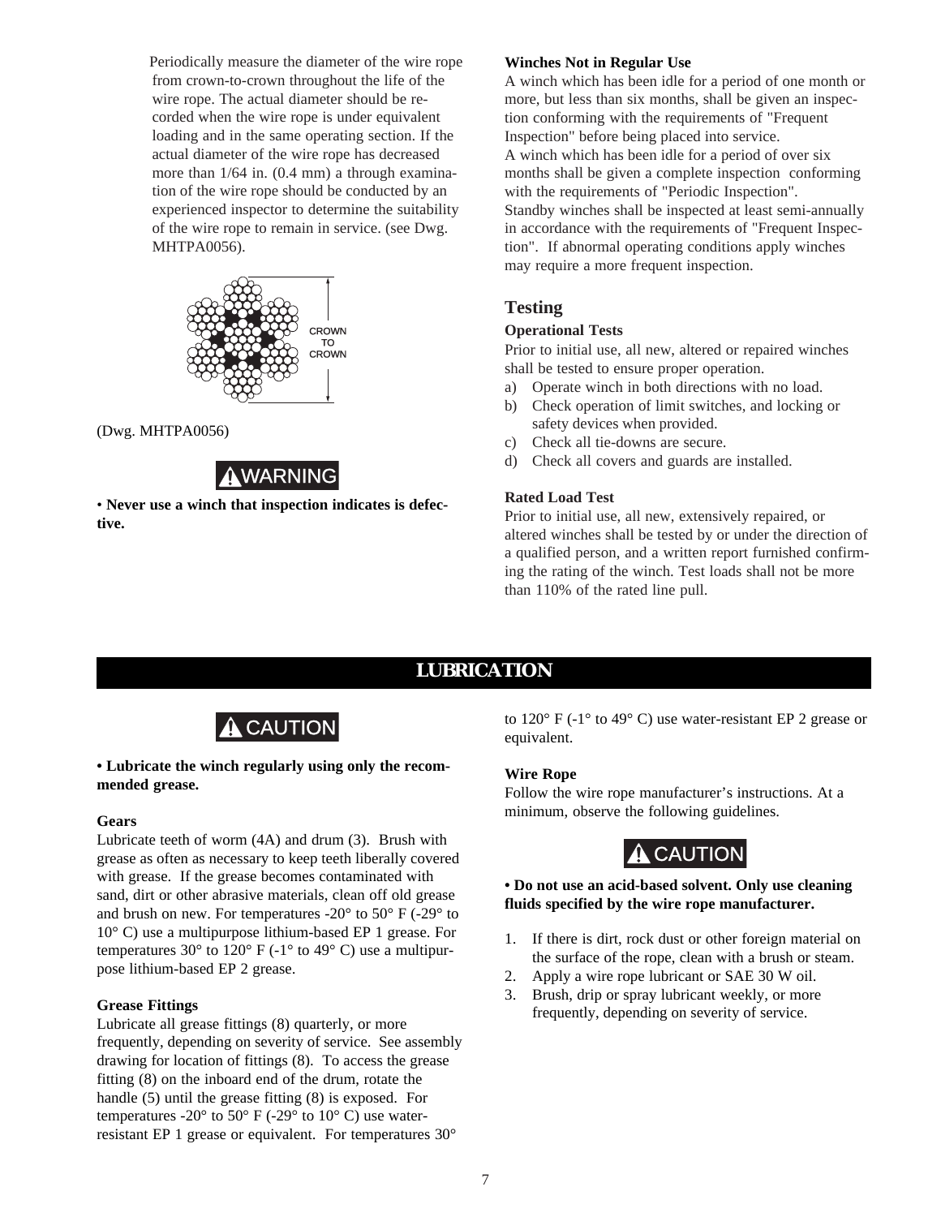Periodically measure the diameter of the wire rope from crown-to-crown throughout the life of the wire rope. The actual diameter should be recorded when the wire rope is under equivalent loading and in the same operating section. If the actual diameter of the wire rope has decreased more than 1/64 in. (0.4 mm) a through examination of the wire rope should be conducted by an experienced inspector to determine the suitability of the wire rope to remain in service. (see Dwg. MHTPA0056).

CROWN TO CROWN

(Dwg. MHTPA0056)

**WARNING**

• **Never use a winch that inspection indicates is defective.**

**Winches Not in Regular Use**

A winch which has been idle for a period of one month or more, but less than six months, shall be given an inspection conforming with the requirements of "Frequent Inspection" before being placed into service.

A winch which has been idle for a period of over six months shall be given a complete inspection conforming with the requirements of "Periodic Inspection".

Standby winches shall be inspected at least semi-annually in accordance with the requirements of "Frequent Inspection". If abnormal operating conditions apply winches may require a more frequent inspection.

## Testing

**Operational Tests**

Prior to initial use, all new, altered or repaired winches shall be tested to ensure proper operation.

a) Operate winch in both directions with no load.
b) Check operation of limit switches, and locking or safety devices when provided.
c) Check all tie-downs are secure.
d) Check all covers and guards are installed.

**Rated Load Test**

Prior to initial use, all new, extensively repaired, or altered winches shall be tested by or under the direction of a qualified person, and a written report furnished confirming the rating of the winch. Test loads shall not be more than 110% of the rated line pull.

# LUBRICATION

**CAUTION**

• **Lubricate the winch regularly using only the recommended grease.**

**Gears**

Lubricate teeth of worm (4A) and drum (3). Brush with grease as often as necessary to keep teeth liberally covered with grease. If the grease becomes contaminated with sand, dirt or other abrasive materials, clean off old grease and brush on new. For temperatures -20° to 50° F (-29° to 10° C) use a multipurpose lithium-based EP 1 grease. For temperatures 30° to 120° F (-1° to 49° C) use a multipurpose lithium-based EP 2 grease.

**Grease Fittings**

Lubricate all grease fittings (8) quarterly, or more frequently, depending on severity of service. See assembly drawing for location of fittings (8). To access the grease fitting (8) on the inboard end of the drum, rotate the handle (5) until the grease fitting (8) is exposed. For temperatures -20° to 50° F (-29° to 10° C) use water-resistant EP 1 grease or equivalent. For temperatures 30° to 120° F (-1° to 49° C) use water-resistant EP 2 grease or equivalent.

**Wire Rope**

Follow the wire rope manufacturer's instructions. At a minimum, observe the following guidelines.

**CAUTION**

• **Do not use an acid-based solvent. Only use cleaning fluids specified by the wire rope manufacturer.**

1. If there is dirt, rock dust or other foreign material on the surface of the rope, clean with a brush or steam.
2. Apply a wire rope lubricant or SAE 30 W oil.
3. Brush, drip or spray lubricant weekly, or more frequently, depending on severity of service.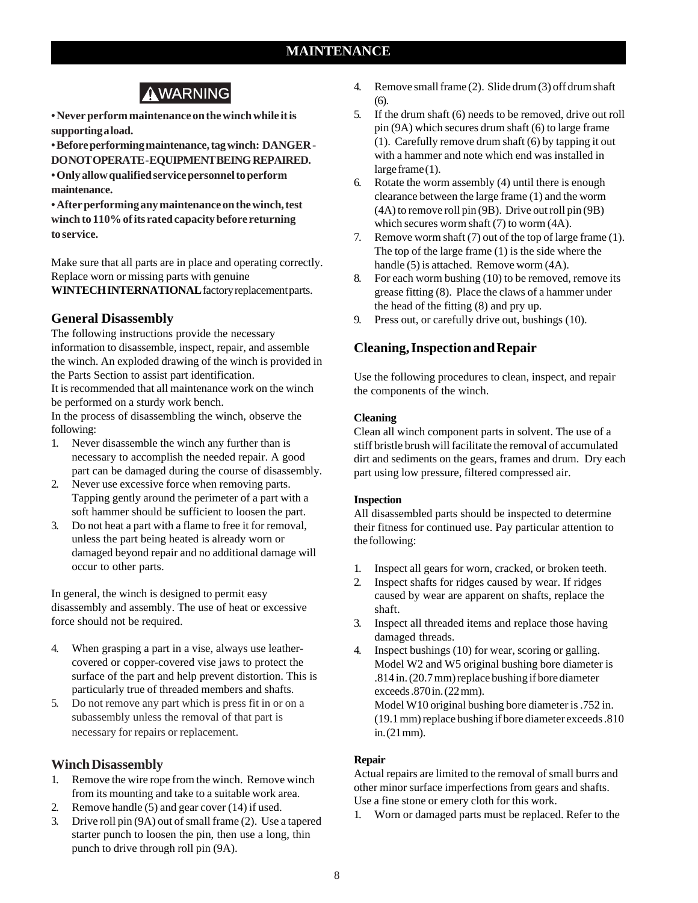# MAINTENANCE

**⚠WARNING**

**• Never perform maintenance on the winch while it is supporting a load.**

**• Before performing maintenance, tag winch: DANGER - DO NOT OPERATE - EQUIPMENT BEING REPAIRED.**

**• Only allow qualified service personnel to perform maintenance.**

**• After performing any maintenance on the winch, test winch to 110% of its rated capacity before returning to service.**

Make sure that all parts are in place and operating correctly. Replace worn or missing parts with genuine **WINTECH INTERNATIONAL** factory replacement parts.

## General Disassembly

The following instructions provide the necessary information to disassemble, inspect, repair, and assemble the winch. An exploded drawing of the winch is provided in the Parts Section to assist part identification.

It is recommended that all maintenance work on the winch be performed on a sturdy work bench.

In the process of disassembling the winch, observe the following:

1. Never disassemble the winch any further than is necessary to accomplish the needed repair. A good part can be damaged during the course of disassembly.
2. Never use excessive force when removing parts. Tapping gently around the perimeter of a part with a soft hammer should be sufficient to loosen the part.
3. Do not heat a part with a flame to free it for removal, unless the part being heated is already worn or damaged beyond repair and no additional damage will occur to other parts.

In general, the winch is designed to permit easy disassembly and assembly. The use of heat or excessive force should not be required.

4. When grasping a part in a vise, always use leather-covered or copper-covered vise jaws to protect the surface of the part and help prevent distortion. This is particularly true of threaded members and shafts.
5. Do not remove any part which is press fit in or on a subassembly unless the removal of that part is necessary for repairs or replacement.

## Winch Disassembly

1. Remove the wire rope from the winch. Remove winch from its mounting and take to a suitable work area.
2. Remove handle (5) and gear cover (14) if used.
3. Drive roll pin (9A) out of small frame (2). Use a tapered starter punch to loosen the pin, then use a long, thin punch to drive through roll pin (9A).
4. Remove small frame (2). Slide drum (3) off drum shaft (6).
5. If the drum shaft (6) needs to be removed, drive out roll pin (9A) which secures drum shaft (6) to large frame (1). Carefully remove drum shaft (6) by tapping it out with a hammer and note which end was installed in large frame (1).
6. Rotate the worm assembly (4) until there is enough clearance between the large frame (1) and the worm (4A) to remove roll pin (9B). Drive out roll pin (9B) which secures worm shaft (7) to worm (4A).
7. Remove worm shaft (7) out of the top of large frame (1). The top of the large frame (1) is the side where the handle (5) is attached. Remove worm (4A).
8. For each worm bushing (10) to be removed, remove its grease fitting (8). Place the claws of a hammer under the head of the fitting (8) and pry up.
9. Press out, or carefully drive out, bushings (10).

## Cleaning, Inspection and Repair

Use the following procedures to clean, inspect, and repair the components of the winch.

#### Cleaning

Clean all winch component parts in solvent. The use of a stiff bristle brush will facilitate the removal of accumulated dirt and sediments on the gears, frames and drum. Dry each part using low pressure, filtered compressed air.

#### Inspection

All disassembled parts should be inspected to determine their fitness for continued use. Pay particular attention to the following:

1. Inspect all gears for worn, cracked, or broken teeth.
2. Inspect shafts for ridges caused by wear. If ridges caused by wear are apparent on shafts, replace the shaft.
3. Inspect all threaded items and replace those having damaged threads.
4. Inspect bushings (10) for wear, scoring or galling. Model W2 and W5 original bushing bore diameter is .814 in. (20.7 mm) replace bushing if bore diameter exceeds .870 in. (22 mm).
   Model W10 original bushing bore diameter is .752 in. (19.1 mm) replace bushing if bore diameter exceeds .810 in. (21 mm).

#### Repair

Actual repairs are limited to the removal of small burrs and other minor surface imperfections from gears and shafts. Use a fine stone or emery cloth for this work.

1. Worn or damaged parts must be replaced. Refer to the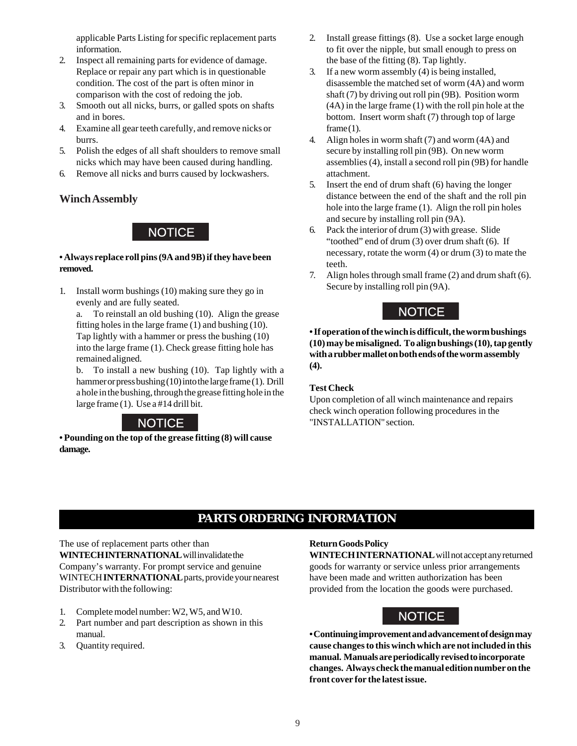applicable Parts Listing for specific replacement parts information.

2. Inspect all remaining parts for evidence of damage. Replace or repair any part which is in questionable condition. The cost of the part is often minor in comparison with the cost of redoing the job.
3. Smooth out all nicks, burrs, or galled spots on shafts and in bores.
4. Examine all gear teeth carefully, and remove nicks or burrs.
5. Polish the edges of all shaft shoulders to remove small nicks which may have been caused during handling.
6. Remove all nicks and burrs caused by lockwashers.

### Winch Assembly

**NOTICE**

**• Always replace roll pins (9A and 9B) if they have been removed.**

1. Install worm bushings (10) making sure they go in evenly and are fully seated.

   a. To reinstall an old bushing (10). Align the grease fitting holes in the large frame (1) and bushing (10). Tap lightly with a hammer or press the bushing (10) into the large frame (1). Check grease fitting hole has remained aligned.

   b. To install a new bushing (10). Tap lightly with a hammer or press bushing (10) into the large frame (1). Drill a hole in the bushing, through the grease fitting hole in the large frame (1). Use a #14 drill bit.

**NOTICE**

**• Pounding on the top of the grease fitting (8) will cause damage.**

2. Install grease fittings (8). Use a socket large enough to fit over the nipple, but small enough to press on the base of the fitting (8). Tap lightly.
3. If a new worm assembly (4) is being installed, disassemble the matched set of worm (4A) and worm shaft (7) by driving out roll pin (9B). Position worm (4A) in the large frame (1) with the roll pin hole at the bottom. Insert worm shaft (7) through top of large frame (1).
4. Align holes in worm shaft (7) and worm (4A) and secure by installing roll pin (9B). On new worm assemblies (4), install a second roll pin (9B) for handle attachment.
5. Insert the end of drum shaft (6) having the longer distance between the end of the shaft and the roll pin hole into the large frame (1). Align the roll pin holes and secure by installing roll pin (9A).
6. Pack the interior of drum (3) with grease. Slide “toothed” end of drum (3) over drum shaft (6). If necessary, rotate the worm (4) or drum (3) to mate the teeth.
7. Align holes through small frame (2) and drum shaft (6). Secure by installing roll pin (9A).

**NOTICE**

**• If operation of the winch is difficult, the worm bushings (10) may be misaligned. To align bushings (10), tap gently with a rubber mallet on both ends of the worm assembly (4).**

**Test Check**

Upon completion of all winch maintenance and repairs check winch operation following procedures in the "INSTALLATION" section.

## PARTS ORDERING INFORMATION

The use of replacement parts other than **WINTECH INTERNATIONAL** will invalidate the Company’s warranty. For prompt service and genuine WINTECH **INTERNATIONAL** parts, provide your nearest Distributor with the following:

1. Complete model number: W2, W5, and W10.
2. Part number and part description as shown in this manual.
3. Quantity required.

**Return Goods Policy**

**WINTECH INTERNATIONAL** will not accept any returned goods for warranty or service unless prior arrangements have been made and written authorization has been provided from the location the goods were purchased.

**NOTICE**

**• Continuing improvement and advancement of design may cause changes to this winch which are not included in this manual. Manuals are periodically revised to incorporate changes. Always check the manual edition number on the front cover for the latest issue.**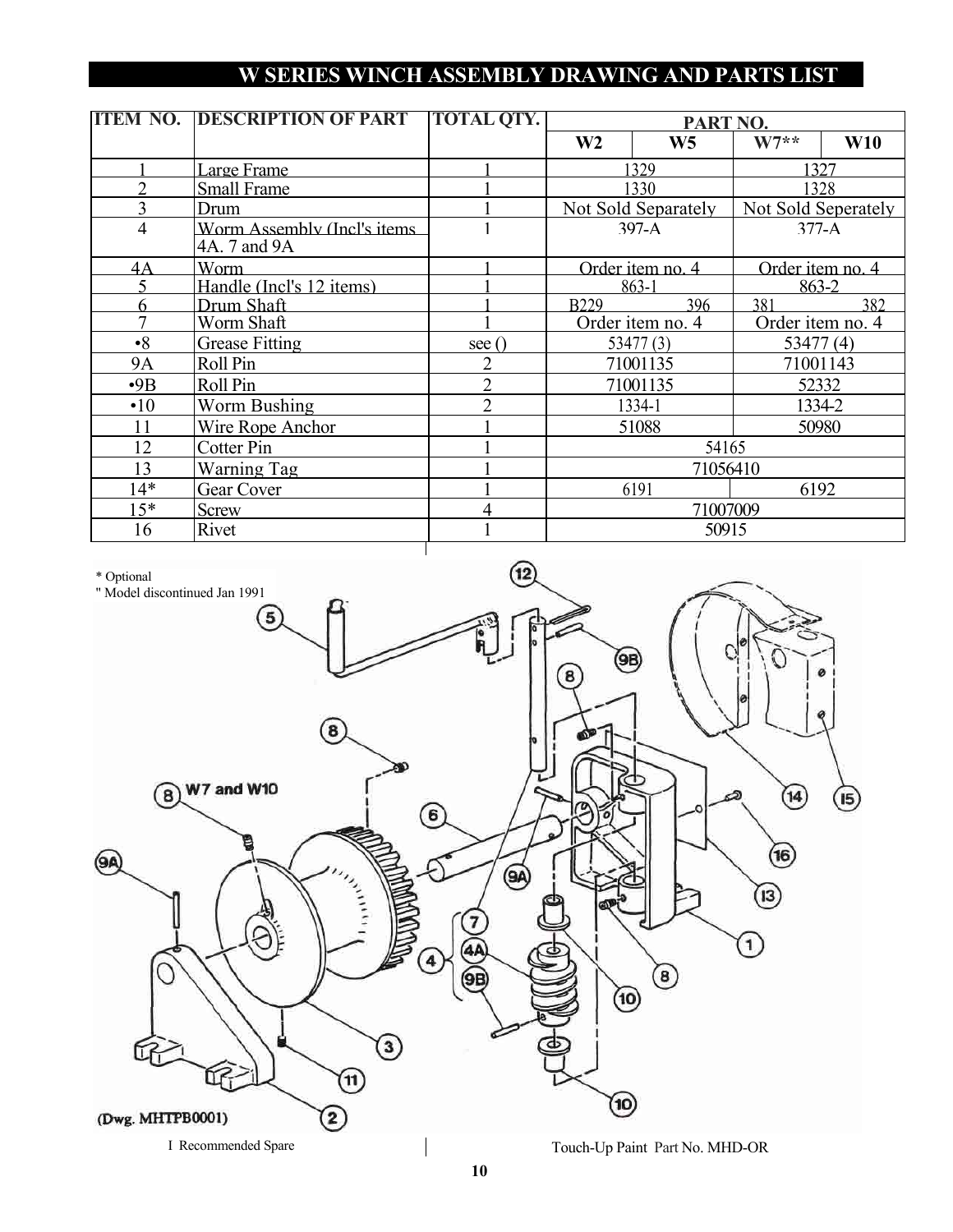# W SERIES WINCH ASSEMBLY DRAWING AND PARTS LIST

| ITEM NO. | DESCRIPTION OF PART | TOTAL QTY. | PART NO. | | | |
|---|---|---|---|---|---|---|
| | | | W2 | W5 | W7** | W10 |
| 1 | Large Frame | 1 | 1329 | | 1327 | |
| 2 | Small Frame | 1 | 1330 | | 1328 | |
| 3 | Drum | 1 | Not Sold Separately | | Not Sold Seperately | |
| 4 | Worm Assembly (Incl's items 4A. 7 and 9A | 1 | 397-A | | 377-A | |
| 4A | Worm | 1 | Order item no. 4 | | Order item no. 4 | |
| 5 | Handle (Incl's 12 items) | 1 | 863-1 | | 863-2 | |
| 6 | Drum Shaft | 1 | B229 | 396 | 381 | 382 |
| 7 | Worm Shaft | 1 | Order item no. 4 | | Order item no. 4 | |
| •8 | Grease Fitting | see () | 53477 (3) | | 53477 (4) | |
| 9A | Roll Pin | 2 | 71001135 | | 71001143 | |
| •9B | Roll Pin | 2 | 71001135 | | 52332 | |
| •10 | Worm Bushing | 2 | 1334-1 | | 1334-2 | |
| 11 | Wire Rope Anchor | 1 | 51088 | | 50980 | |
| 12 | Cotter Pin | 1 | 54165 | | | |
| 13 | Warning Tag | 1 | 71056410 | | | |
| 14* | Gear Cover | 1 | 6191 | | 6192 | |
| 15* | Screw | 4 | 71007009 | | | |
| 16 | Rivet | 1 | 50915 | | | |

\* Optional

" Model discontinued Jan 1991

(Dwg. MHTPB0001)

I Recommended Spare

Touch-Up Paint Part No. MHD-OR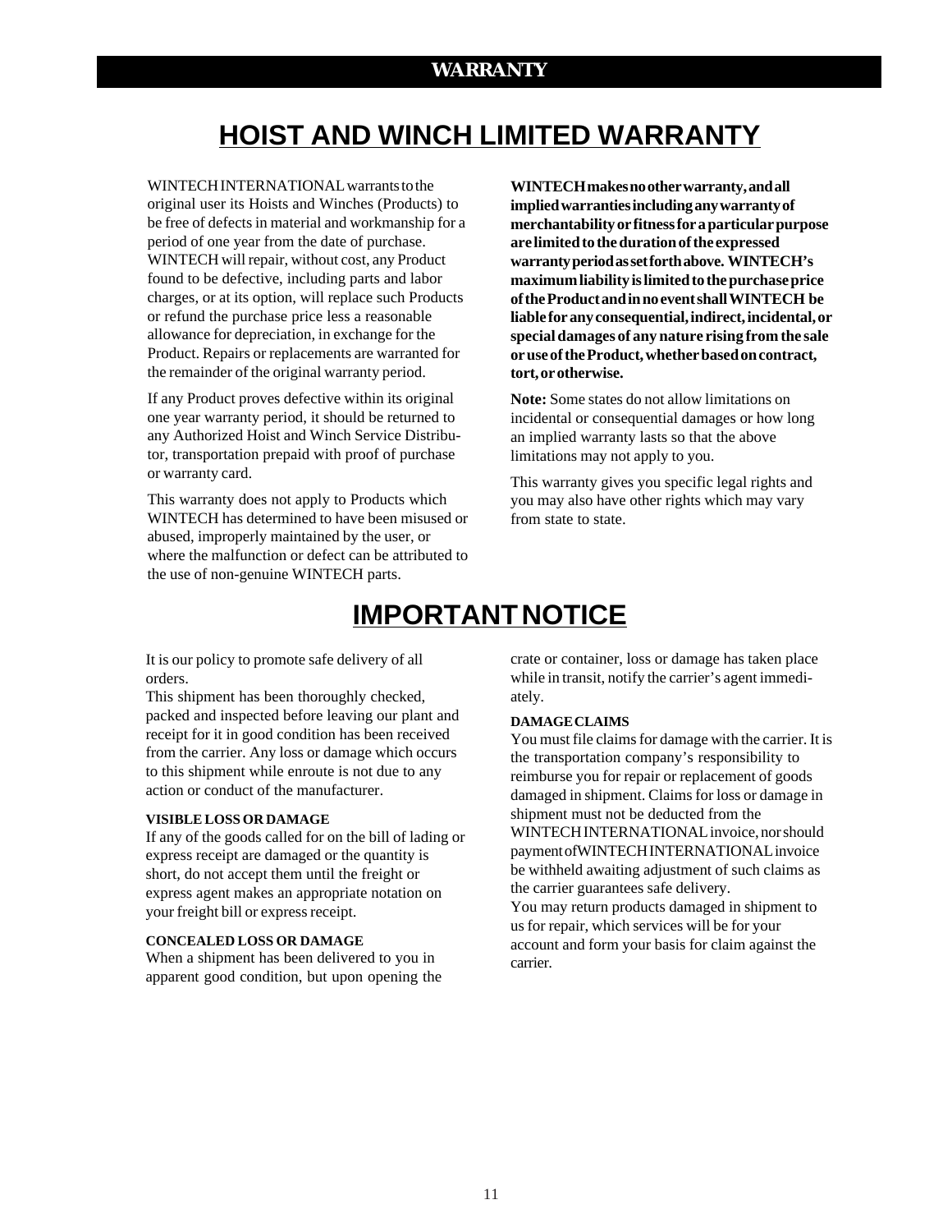# WARRANTY

## HOIST AND WINCH LIMITED WARRANTY

WINTECH INTERNATIONAL warrants to the original user its Hoists and Winches (Products) to be free of defects in material and workmanship for a period of one year from the date of purchase. WINTECH will repair, without cost, any Product found to be defective, including parts and labor charges, or at its option, will replace such Products or refund the purchase price less a reasonable allowance for depreciation, in exchange for the Product. Repairs or replacements are warranted for the remainder of the original warranty period.

If any Product proves defective within its original one year warranty period, it should be returned to any Authorized Hoist and Winch Service Distributor, transportation prepaid with proof of purchase or warranty card.

This warranty does not apply to Products which WINTECH has determined to have been misused or abused, improperly maintained by the user, or where the malfunction or defect can be attributed to the use of non-genuine WINTECH parts.

**WINTECH makes no other warranty, and all implied warranties including any warranty of merchantability or fitness for a particular purpose are limited to the duration of the expressed warranty period as set forth above. WINTECH's maximum liability is limited to the purchase price of the Product and in no event shall WINTECH be liable for any consequential, indirect, incidental, or special damages of any nature rising from the sale or use of the Product, whether based on contract, tort, or otherwise.**

**Note:** Some states do not allow limitations on incidental or consequential damages or how long an implied warranty lasts so that the above limitations may not apply to you.

This warranty gives you specific legal rights and you may also have other rights which may vary from state to state.

## IMPORTANT NOTICE

It is our policy to promote safe delivery of all orders.

This shipment has been thoroughly checked, packed and inspected before leaving our plant and receipt for it in good condition has been received from the carrier. Any loss or damage which occurs to this shipment while enroute is not due to any action or conduct of the manufacturer.

#### VISIBLE LOSS OR DAMAGE

If any of the goods called for on the bill of lading or express receipt are damaged or the quantity is short, do not accept them until the freight or express agent makes an appropriate notation on your freight bill or express receipt.

#### CONCEALED LOSS OR DAMAGE

When a shipment has been delivered to you in apparent good condition, but upon opening the crate or container, loss or damage has taken place while in transit, notify the carrier's agent immediately.

#### DAMAGE CLAIMS

You must file claims for damage with the carrier. It is the transportation company's responsibility to reimburse you for repair or replacement of goods damaged in shipment. Claims for loss or damage in shipment must not be deducted from the WINTECH INTERNATIONAL invoice, nor should payment of WINTECH INTERNATIONAL invoice be withheld awaiting adjustment of such claims as the carrier guarantees safe delivery.

You may return products damaged in shipment to us for repair, which services will be for your account and form your basis for claim against the carrier.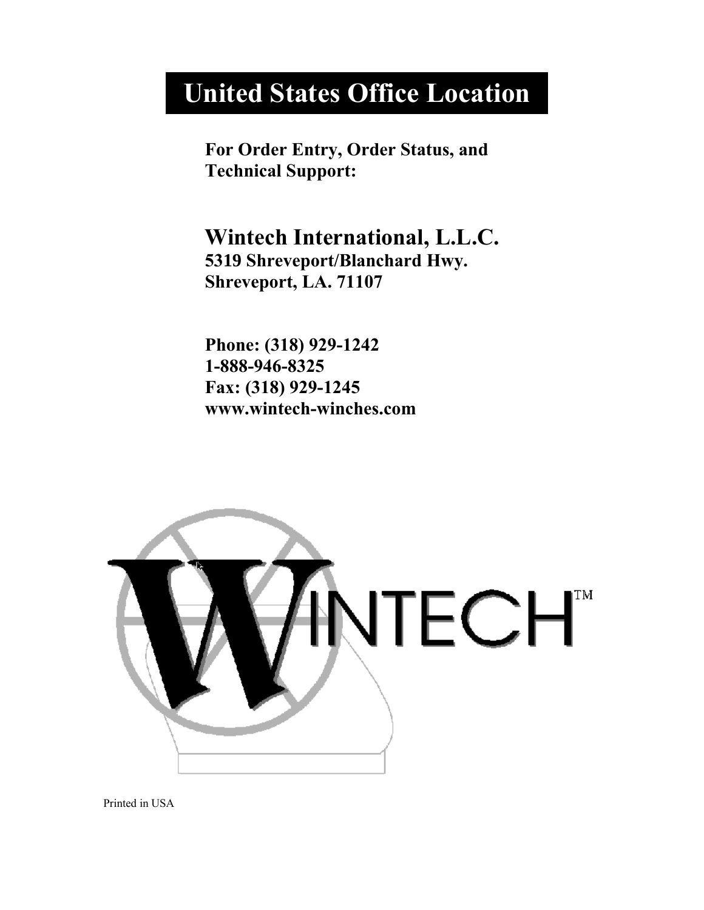# United States Office Location

**For Order Entry, Order Status, and Technical Support:**

## Wintech International, L.L.C.

**5319 Shreveport/Blanchard Hwy.**
**Shreveport, LA. 71107**

**Phone: (318) 929-1242**
**1-888-946-8325**
**Fax: (318) 929-1245**
**www.wintech-winches.com**

WINTECH™

Printed in USA